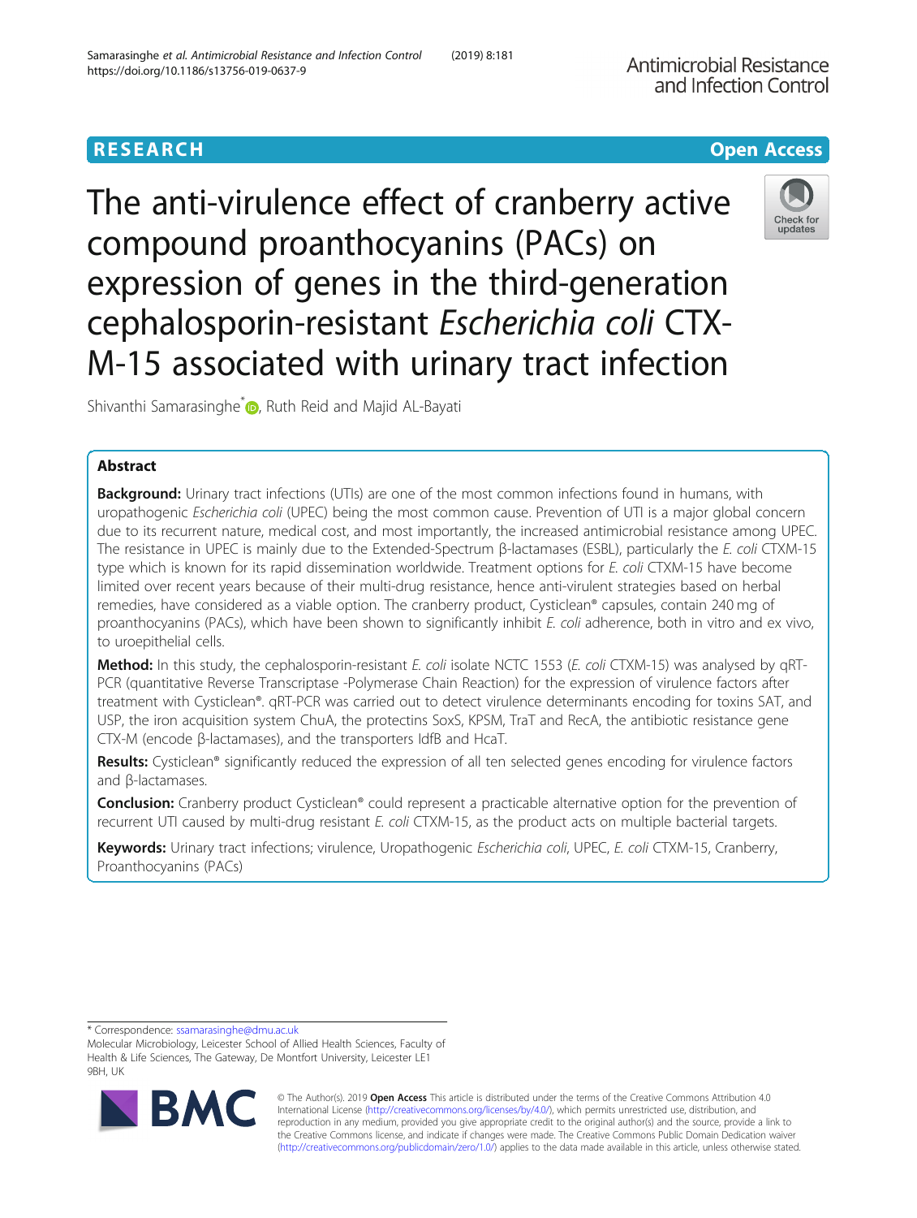# The anti-virulence effect of cranberry active compound proanthocyanins (PACs) on expression of genes in the third-generation cephalosporin-resistant *Escherichia coli* CTX-M-15 associated with urinary tract infection

Shivanthi Samarasinghe*, Ruth Reid and Majid AL-Bayati

## Abstract

**Background:** Urinary tract infections (UTIs) are one of the most common infections found in humans, with uropathogenic *Escherichia coli* (UPEC) being the most common cause. Prevention of UTI is a major global concern due to its recurrent nature, medical cost, and most importantly, the increased antimicrobial resistance among UPEC. The resistance in UPEC is mainly due to the Extended-Spectrum β-lactamases (ESBL), particularly the *E. coli* CTXM-15 type which is known for its rapid dissemination worldwide. Treatment options for *E. coli* CTXM-15 have become limited over recent years because of their multi-drug resistance, hence anti-virulent strategies based on herbal remedies, have considered as a viable option. The cranberry product, Cysticlean® capsules, contain 240 mg of proanthocyanins (PACs), which have been shown to significantly inhibit *E. coli* adherence, both in vitro and ex vivo, to uroepithelial cells.

**Method:** In this study, the cephalosporin-resistant *E. coli* isolate NCTC 1553 (*E. coli* CTXM-15) was analysed by qRT-PCR (quantitative Reverse Transcriptase -Polymerase Chain Reaction) for the expression of virulence factors after treatment with Cysticlean®. qRT-PCR was carried out to detect virulence determinants encoding for toxins SAT, and USP, the iron acquisition system ChuA, the protectins SoxS, KPSM, TraT and RecA, the antibiotic resistance gene CTX-M (encode β-lactamases), and the transporters IdfB and HcaT.

**Results:** Cysticlean® significantly reduced the expression of all ten selected genes encoding for virulence factors and β-lactamases.

**Conclusion:** Cranberry product Cysticlean® could represent a practicable alternative option for the prevention of recurrent UTI caused by multi-drug resistant *E. coli* CTXM-15, as the product acts on multiple bacterial targets.

**Keywords:** Urinary tract infections; virulence, Uropathogenic *Escherichia coli*, UPEC, *E. coli* CTXM-15, Cranberry, Proanthocyanins (PACs)

---

* Correspondence: ssamarasinghe@dmu.ac.uk
Molecular Microbiology, Leicester School of Allied Health Sciences, Faculty of Health & Life Sciences, The Gateway, De Montfort University, Leicester LE1 9BH, UK

© The Author(s). 2019 **Open Access** This article is distributed under the terms of the Creative Commons Attribution 4.0 International License (http://creativecommons.org/licenses/by/4.0/), which permits unrestricted use, distribution, and reproduction in any medium, provided you give appropriate credit to the original author(s) and the source, provide a link to the Creative Commons license, and indicate if changes were made. The Creative Commons Public Domain Dedication waiver (http://creativecommons.org/publicdomain/zero/1.0/) applies to the data made available in this article, unless otherwise stated.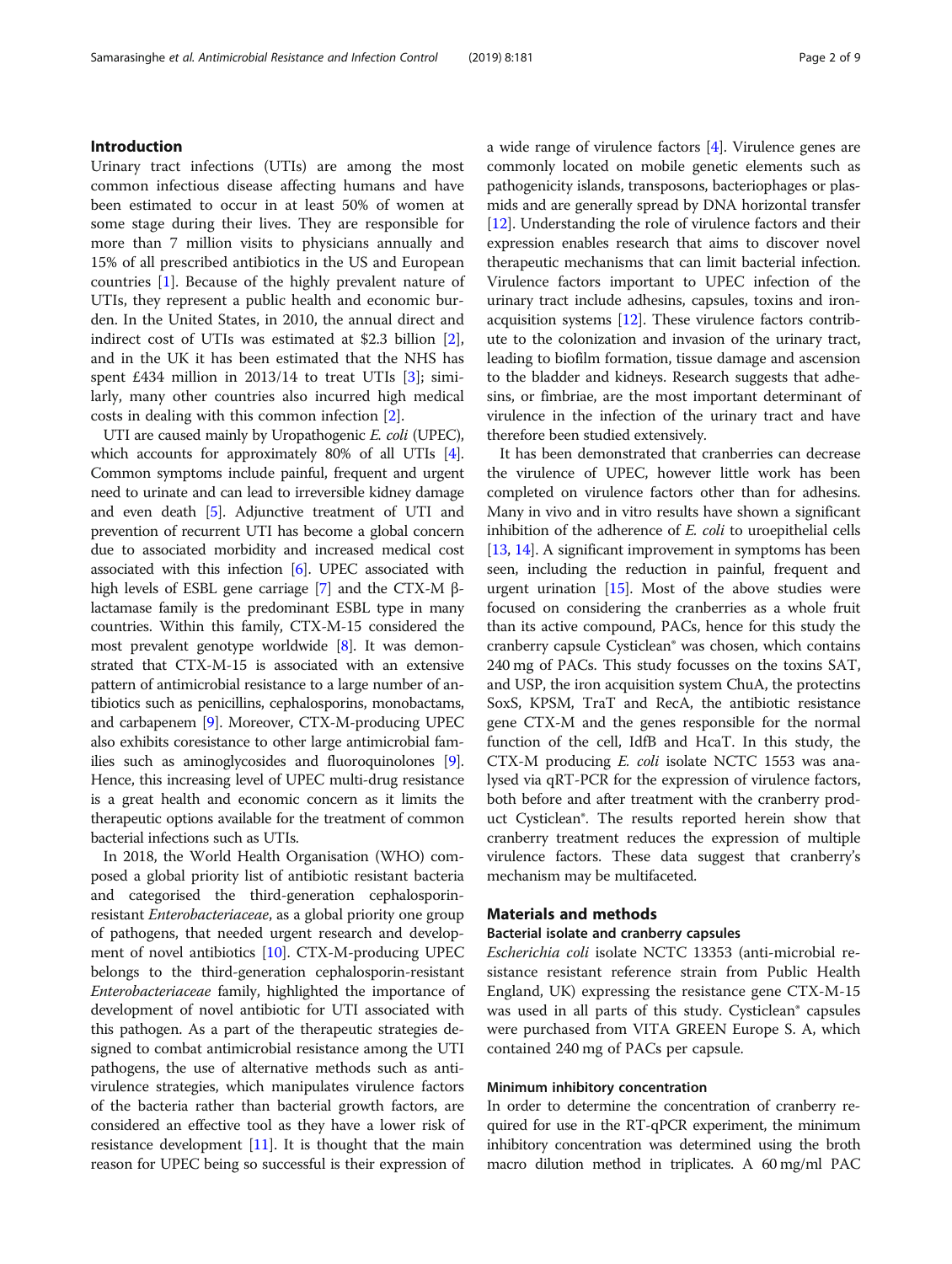## Introduction

Urinary tract infections (UTIs) are among the most common infectious disease affecting humans and have been estimated to occur in at least 50% of women at some stage during their lives. They are responsible for more than 7 million visits to physicians annually and 15% of all prescribed antibiotics in the US and European countries [1]. Because of the highly prevalent nature of UTIs, they represent a public health and economic burden. In the United States, in 2010, the annual direct and indirect cost of UTIs was estimated at $2.3 billion [2], and in the UK it has been estimated that the NHS has spent £434 million in 2013/14 to treat UTIs [3]; similarly, many other countries also incurred high medical costs in dealing with this common infection [2].

UTI are caused mainly by Uropathogenic *E. coli* (UPEC), which accounts for approximately 80% of all UTIs [4]. Common symptoms include painful, frequent and urgent need to urinate and can lead to irreversible kidney damage and even death [5]. Adjunctive treatment of UTI and prevention of recurrent UTI has become a global concern due to associated morbidity and increased medical cost associated with this infection [6]. UPEC associated with high levels of ESBL gene carriage [7] and the CTX-M β-lactamase family is the predominant ESBL type in many countries. Within this family, CTX-M-15 considered the most prevalent genotype worldwide [8]. It was demonstrated that CTX-M-15 is associated with an extensive pattern of antimicrobial resistance to a large number of antibiotics such as penicillins, cephalosporins, monobactams, and carbapenem [9]. Moreover, CTX-M-producing UPEC also exhibits coresistance to other large antimicrobial families such as aminoglycosides and fluoroquinolones [9]. Hence, this increasing level of UPEC multi-drug resistance is a great health and economic concern as it limits the therapeutic options available for the treatment of common bacterial infections such as UTIs.

In 2018, the World Health Organisation (WHO) composed a global priority list of antibiotic resistant bacteria and categorised the third-generation cephalosporin-resistant *Enterobacteriaceae*, as a global priority one group of pathogens, that needed urgent research and development of novel antibiotics [10]. CTX-M-producing UPEC belongs to the third-generation cephalosporin-resistant *Enterobacteriaceae* family, highlighted the importance of development of novel antibiotic for UTI associated with this pathogen. As a part of the therapeutic strategies designed to combat antimicrobial resistance among the UTI pathogens, the use of alternative methods such as anti-virulence strategies, which manipulates virulence factors of the bacteria rather than bacterial growth factors, are considered an effective tool as they have a lower risk of resistance development [11]. It is thought that the main reason for UPEC being so successful is their expression of a wide range of virulence factors [4]. Virulence genes are commonly located on mobile genetic elements such as pathogenicity islands, transposons, bacteriophages or plasmids and are generally spread by DNA horizontal transfer [12]. Understanding the role of virulence factors and their expression enables research that aims to discover novel therapeutic mechanisms that can limit bacterial infection. Virulence factors important to UPEC infection of the urinary tract include adhesins, capsules, toxins and iron-acquisition systems [12]. These virulence factors contribute to the colonization and invasion of the urinary tract, leading to biofilm formation, tissue damage and ascension to the bladder and kidneys. Research suggests that adhesins, or fimbriae, are the most important determinant of virulence in the infection of the urinary tract and have therefore been studied extensively.

It has been demonstrated that cranberries can decrease the virulence of UPEC, however little work has been completed on virulence factors other than for adhesins. Many in vivo and in vitro results have shown a significant inhibition of the adherence of *E. coli* to uroepithelial cells [13, 14]. A significant improvement in symptoms has been seen, including the reduction in painful, frequent and urgent urination [15]. Most of the above studies were focused on considering the cranberries as a whole fruit than its active compound, PACs, hence for this study the cranberry capsule Cysticlean® was chosen, which contains 240 mg of PACs. This study focusses on the toxins SAT, and USP, the iron acquisition system ChuA, the protectins SoxS, KPSM, TraT and RecA, the antibiotic resistance gene CTX-M and the genes responsible for the normal function of the cell, IdfB and HcaT. In this study, the CTX-M producing *E. coli* isolate NCTC 1553 was analysed via qRT-PCR for the expression of virulence factors, both before and after treatment with the cranberry product Cysticlean®. The results reported herein show that cranberry treatment reduces the expression of multiple virulence factors. These data suggest that cranberry's mechanism may be multifaceted.

## Materials and methods

### Bacterial isolate and cranberry capsules

*Escherichia coli* isolate NCTC 13353 (anti-microbial resistance resistant reference strain from Public Health England, UK) expressing the resistance gene CTX-M-15 was used in all parts of this study. Cysticlean® capsules were purchased from VITA GREEN Europe S. A, which contained 240 mg of PACs per capsule.

### Minimum inhibitory concentration

In order to determine the concentration of cranberry required for use in the RT-qPCR experiment, the minimum inhibitory concentration was determined using the broth macro dilution method in triplicates. A 60 mg/ml PAC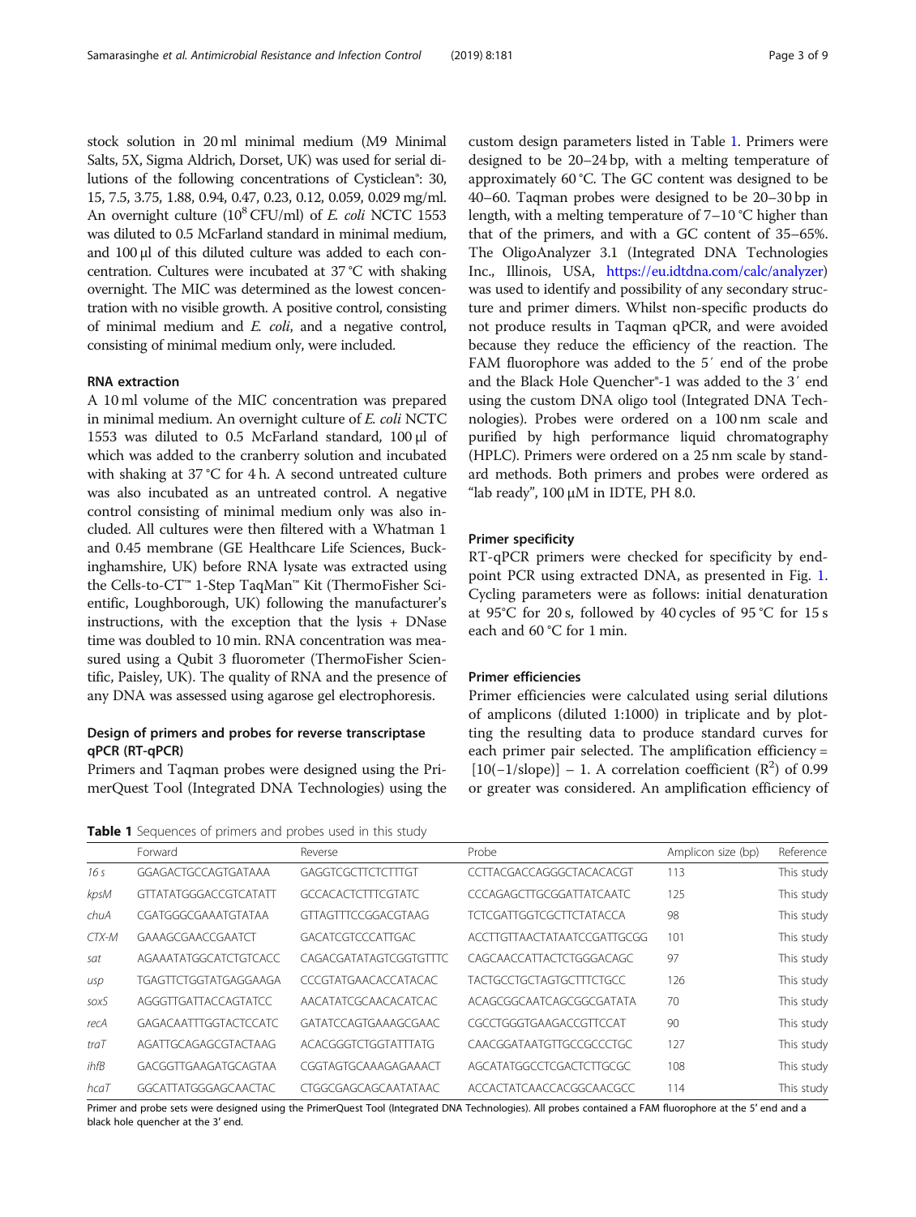stock solution in 20 ml minimal medium (M9 Minimal Salts, 5X, Sigma Aldrich, Dorset, UK) was used for serial dilutions of the following concentrations of Cysticlean®: 30, 15, 7.5, 3.75, 1.88, 0.94, 0.47, 0.23, 0.12, 0.059, 0.029 mg/ml. An overnight culture ($10^8$ CFU/ml) of *E. coli* NCTC 1553 was diluted to 0.5 McFarland standard in minimal medium, and 100 μl of this diluted culture was added to each concentration. Cultures were incubated at 37 °C with shaking overnight. The MIC was determined as the lowest concentration with no visible growth. A positive control, consisting of minimal medium and *E. coli*, and a negative control, consisting of minimal medium only, were included.

### RNA extraction

A 10 ml volume of the MIC concentration was prepared in minimal medium. An overnight culture of *E. coli* NCTC 1553 was diluted to 0.5 McFarland standard, 100 μl of which was added to the cranberry solution and incubated with shaking at 37 °C for 4 h. A second untreated culture was also incubated as an untreated control. A negative control consisting of minimal medium only was also included. All cultures were then filtered with a Whatman 1 and 0.45 membrane (GE Healthcare Life Sciences, Buckinghamshire, UK) before RNA lysate was extracted using the Cells-to-CT™ 1-Step TaqMan™ Kit (ThermoFisher Scientific, Loughborough, UK) following the manufacturer's instructions, with the exception that the lysis + DNase time was doubled to 10 min. RNA concentration was measured using a Qubit 3 fluorometer (ThermoFisher Scientific, Paisley, UK). The quality of RNA and the presence of any DNA was assessed using agarose gel electrophoresis.

### Design of primers and probes for reverse transcriptase qPCR (RT-qPCR)

Primers and Taqman probes were designed using the PrimerQuest Tool (Integrated DNA Technologies) using the custom design parameters listed in Table 1. Primers were designed to be 20–24 bp, with a melting temperature of approximately 60 °C. The GC content was designed to be 40–60. Taqman probes were designed to be 20–30 bp in length, with a melting temperature of 7–10 °C higher than that of the primers, and with a GC content of 35–65%. The OligoAnalyzer 3.1 (Integrated DNA Technologies Inc., Illinois, USA, https://eu.idtdna.com/calc/analyzer) was used to identify and possibility of any secondary structure and primer dimers. Whilst non-specific products do not produce results in Taqman qPCR, and were avoided because they reduce the efficiency of the reaction. The FAM fluorophore was added to the 5′ end of the probe and the Black Hole Quencher®-1 was added to the 3′ end using the custom DNA oligo tool (Integrated DNA Technologies). Probes were ordered on a 100 nm scale and purified by high performance liquid chromatography (HPLC). Primers were ordered on a 25 nm scale by standard methods. Both primers and probes were ordered as "lab ready", 100 μM in IDTE, PH 8.0.

### Primer specificity

RT-qPCR primers were checked for specificity by endpoint PCR using extracted DNA, as presented in Fig. 1. Cycling parameters were as follows: initial denaturation at 95°C for 20 s, followed by 40 cycles of 95 °C for 15 s each and 60 °C for 1 min.

### Primer efficiencies

Primer efficiencies were calculated using serial dilutions of amplicons (diluted 1:1000) in triplicate and by plotting the resulting data to produce standard curves for each primer pair selected. The amplification efficiency = $[10(-1/\text{slope})] - 1$. A correlation coefficient ($R^2$) of 0.99 or greater was considered. An amplification efficiency of

**Table 1** Sequences of primers and probes used in this study

| | Forward | Reverse | Probe | Amplicon size (bp) | Reference |
|---|---|---|---|---|---|
| *16 s* | GGAGACTGCCAGTGATAAA | GAGGTCGCTTCTCTTTGT | CCTTACGACCAGGGCTACACACGT | 113 | This study |
| *kpsM* | GTTATATGGGACCGTCATATT | GCCACACTCTTTCGTATC | CCCAGAGCTTGCGGATTATCAATC | 125 | This study |
| *chuA* | CGATGGGCGAAATGTATAA | GTTAGTTTCCGGACGTAAG | TCTCGATTGGTCGCTTCTATACCA | 98 | This study |
| *CTX-M* | GAAAGCGAACCGAATCT | GACATCGTCCCATTGAC | ACCTTGTTAACTATAATCCGATTGCGG | 101 | This study |
| *sat* | AGAAATATGGCATCTGTCACC | CAGACGATATAGTCGGTGTTTC | CAGCAACCATTACTCTGGGACAGC | 97 | This study |
| *usp* | TGAGTTCTGGTATGAGGAAGA | CCCGTATGAACACCATACAC | TACTGCCTGCTAGTGCTTTCTGCC | 126 | This study |
| *soxS* | AGGGTTGATTACCAGTATCC | AACATATCGCAACACATCAC | ACAGCGGCAATCAGCGGCGATATA | 70 | This study |
| *recA* | GAGACAATTTGGTACTCCATC | GATATCCAGTGAAAGCGAAC | CGCCTGGGTGAAGACCGTTCCAT | 90 | This study |
| *traT* | AGATTGCAGAGCGTACTAAG | ACACGGGTCTGGTATTTATG | CAACGGATAATGTTGCCGCCCTGC | 127 | This study |
| *ihfB* | GACGGTTGAAGATGCAGTAA | CGGTAGTGCAAAGAGAAACT | AGCATATGGCCTCGACTCTTGCGC | 108 | This study |
| *hcaT* | GGCATTATGGGAGCAACTAC | CTGGCGAGCAGCAATATAAC | ACCACTATCAACCACGGCAACGCC | 114 | This study |

Primer and probe sets were designed using the PrimerQuest Tool (Integrated DNA Technologies). All probes contained a FAM fluorophore at the 5′ end and a black hole quencher at the 3′ end.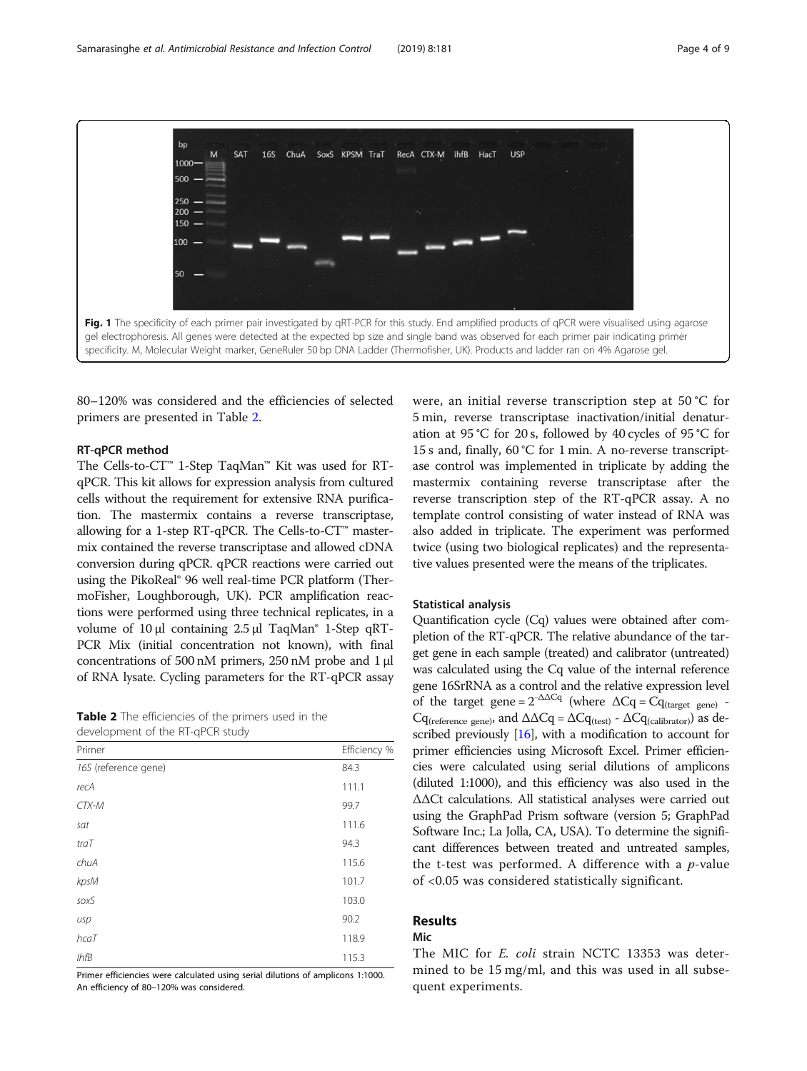**Fig. 1** The specificity of each primer pair investigated by qRT-PCR for this study. End amplified products of qPCR were visualised using agarose gel electrophoresis. All genes were detected at the expected bp size and single band was observed for each primer pair indicating primer specificity. M, Molecular Weight marker, GeneRuler 50 bp DNA Ladder (Thermofisher, UK). Products and ladder ran on 4% Agarose gel.

80–120% was considered and the efficiencies of selected primers are presented in Table 2.

### RT-qPCR method

The Cells-to-CT™ 1-Step TaqMan™ Kit was used for RT-qPCR. This kit allows for expression analysis from cultured cells without the requirement for extensive RNA purification. The mastermix contains a reverse transcriptase, allowing for a 1-step RT-qPCR. The Cells-to-CT™ mastermix contained the reverse transcriptase and allowed cDNA conversion during qPCR. qPCR reactions were carried out using the PikoReal® 96 well real-time PCR platform (ThermoFisher, Loughborough, UK). PCR amplification reactions were performed using three technical replicates, in a volume of 10 μl containing 2.5 μl TaqMan® 1-Step qRT-PCR Mix (initial concentration not known), with final concentrations of 500 nM primers, 250 nM probe and 1 μl of RNA lysate. Cycling parameters for the RT-qPCR assay were, an initial reverse transcription step at 50 °C for 5 min, reverse transcriptase inactivation/initial denaturation at 95 °C for 20 s, followed by 40 cycles of 95 °C for 15 s and, finally, 60 °C for 1 min. A no-reverse transcriptase control was implemented in triplicate by adding the mastermix containing reverse transcriptase after the reverse transcription step of the RT-qPCR assay. A no template control consisting of water instead of RNA was also added in triplicate. The experiment was performed twice (using two biological replicates) and the representative values presented were the means of the triplicates.

**Table 2** The efficiencies of the primers used in the development of the RT-qPCR study

| Primer | Efficiency % |
|---|---|
| *16S* (reference gene) | 84.3 |
| *recA* | 111.1 |
| *CTX-M* | 99.7 |
| *sat* | 111.6 |
| *traT* | 94.3 |
| *chuA* | 115.6 |
| *kpsM* | 101.7 |
| *soxS* | 103.0 |
| *usp* | 90.2 |
| *hcaT* | 118.9 |
| *lhfB* | 115.3 |

Primer efficiencies were calculated using serial dilutions of amplicons 1:1000. An efficiency of 80–120% was considered.

### Statistical analysis

Quantification cycle (Cq) values were obtained after completion of the RT-qPCR. The relative abundance of the target gene in each sample (treated) and calibrator (untreated) was calculated using the Cq value of the internal reference gene 16SrRNA as a control and the relative expression level of the target gene = $2^{-\Delta\Delta Cq}$ (where $\Delta Cq = Cq_{(target\ gene)} - Cq_{(reference\ gene)}$, and $\Delta\Delta Cq = \Delta Cq_{(test)} - \Delta Cq_{(calibrator)}$) as described previously [16], with a modification to account for primer efficiencies using Microsoft Excel. Primer efficiencies were calculated using serial dilutions of amplicons (diluted 1:1000), and this efficiency was also used in the ΔΔCt calculations. All statistical analyses were carried out using the GraphPad Prism software (version 5; GraphPad Software Inc.; La Jolla, CA, USA). To determine the significant differences between treated and untreated samples, the t-test was performed. A difference with a $p$-value of <0.05 was considered statistically significant.

## Results

### Mic

The MIC for *E. coli* strain NCTC 13353 was determined to be 15 mg/ml, and this was used in all subsequent experiments.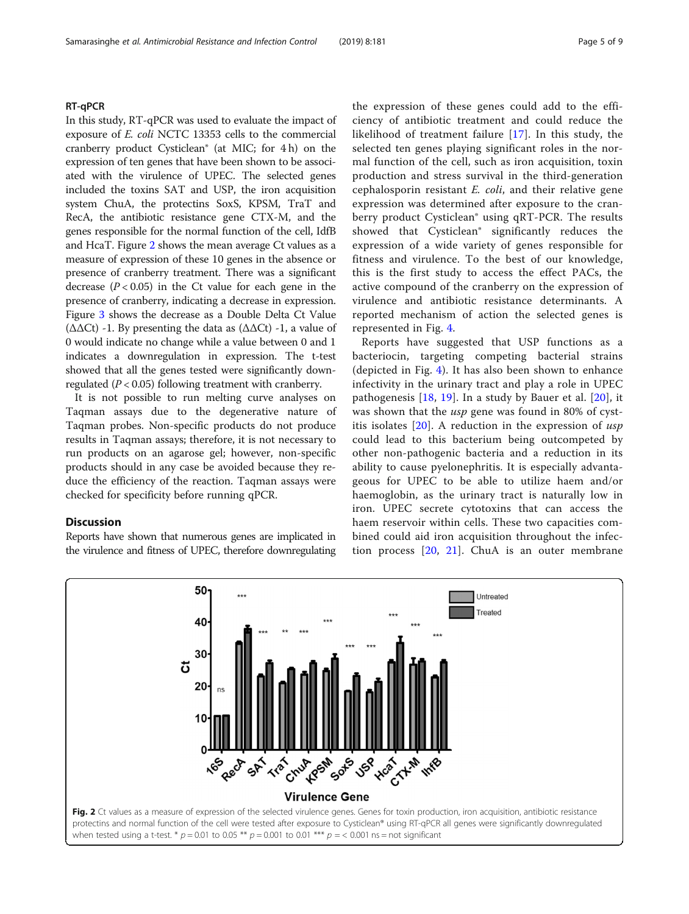## RT-qPCR

In this study, RT-qPCR was used to evaluate the impact of exposure of *E. coli* NCTC 13353 cells to the commercial cranberry product Cysticlean® (at MIC; for 4 h) on the expression of ten genes that have been shown to be associated with the virulence of UPEC. The selected genes included the toxins SAT and USP, the iron acquisition system ChuA, the protectins SoxS, KPSM, TraT and RecA, the antibiotic resistance gene CTX-M, and the genes responsible for the normal function of the cell, IdfB and HcaT. Figure 2 shows the mean average Ct values as a measure of expression of these 10 genes in the absence or presence of cranberry treatment. There was a significant decrease ($P < 0.05$) in the Ct value for each gene in the presence of cranberry, indicating a decrease in expression. Figure 3 shows the decrease as a Double Delta Ct Value (ΔΔCt) -1. By presenting the data as (ΔΔCt) -1, a value of 0 would indicate no change while a value between 0 and 1 indicates a downregulation in expression. The t-test showed that all the genes tested were significantly downregulated ($P < 0.05$) following treatment with cranberry.

It is not possible to run melting curve analyses on Taqman assays due to the degenerative nature of Taqman probes. Non-specific products do not produce results in Taqman assays; therefore, it is not necessary to run products on an agarose gel; however, non-specific products should in any case be avoided because they reduce the efficiency of the reaction. Taqman assays were checked for specificity before running qPCR.

## Discussion

Reports have shown that numerous genes are implicated in the virulence and fitness of UPEC, therefore downregulating the expression of these genes could add to the efficiency of antibiotic treatment and could reduce the likelihood of treatment failure [17]. In this study, the selected ten genes playing significant roles in the normal function of the cell, such as iron acquisition, toxin production and stress survival in the third-generation cephalosporin resistant *E. coli*, and their relative gene expression was determined after exposure to the cranberry product Cysticlean® using qRT-PCR. The results showed that Cysticlean® significantly reduces the expression of a wide variety of genes responsible for fitness and virulence. To the best of our knowledge, this is the first study to access the effect PACs, the active compound of the cranberry on the expression of virulence and antibiotic resistance determinants. A reported mechanism of action the selected genes is represented in Fig. 4.

Reports have suggested that USP functions as a bacteriocin, targeting competing bacterial strains (depicted in Fig. 4). It has also been shown to enhance infectivity in the urinary tract and play a role in UPEC pathogenesis [18, 19]. In a study by Bauer et al. [20], it was shown that the *usp* gene was found in 80% of cystitis isolates [20]. A reduction in the expression of *usp* could lead to this bacterium being outcompeted by other non-pathogenic bacteria and a reduction in its ability to cause pyelonephritis. It is especially advantageous for UPEC to be able to utilize haem and/or haemoglobin, as the urinary tract is naturally low in iron. UPEC secrete cytotoxins that can access the haem reservoir within cells. These two capacities combined could aid iron acquisition throughout the infection process [20, 21]. ChuA is an outer membrane

**Fig. 2** Ct values as a measure of expression of the selected virulence genes. Genes for toxin production, iron acquisition, antibiotic resistance protectins and normal function of the cell were tested after exposure to Cysticlean® using RT-qPCR all genes were significantly downregulated when tested using a t-test. * $p = 0.01$ to $0.05$ ** $p = 0.001$ to $0.01$ *** $p = < 0.001$ ns = not significant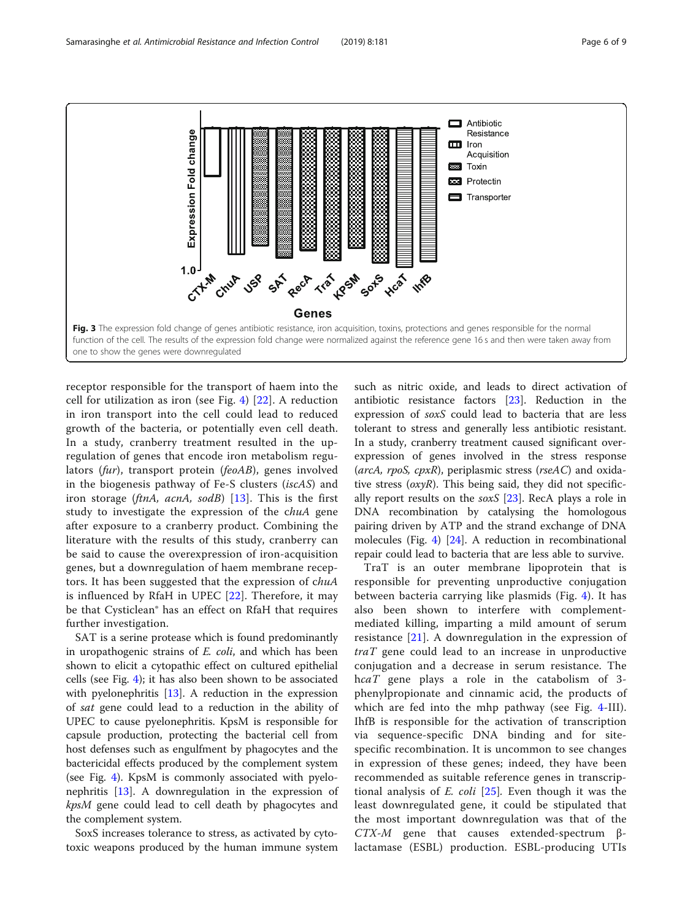**Fig. 3** The expression fold change of genes antibiotic resistance, iron acquisition, toxins, protections and genes responsible for the normal function of the cell. The results of the expression fold change were normalized against the reference gene 16 s and then were taken away from one to show the genes were downregulated

receptor responsible for the transport of haem into the cell for utilization as iron (see Fig. 4) [22]. A reduction in iron transport into the cell could lead to reduced growth of the bacteria, or potentially even cell death. In a study, cranberry treatment resulted in the upregulation of genes that encode iron metabolism regulators (*fur*), transport protein (*feoAB*), genes involved in the biogenesis pathway of Fe-S clusters (*iscAS*) and iron storage (*ftnA, acnA, sodB*) [13]. This is the first study to investigate the expression of the c*huA* gene after exposure to a cranberry product. Combining the literature with the results of this study, cranberry can be said to cause the overexpression of iron-acquisition genes, but a downregulation of haem membrane receptors. It has been suggested that the expression of c*huA* is influenced by RfaH in UPEC [22]. Therefore, it may be that Cysticlean® has an effect on RfaH that requires further investigation.

SAT is a serine protease which is found predominantly in uropathogenic strains of *E. coli*, and which has been shown to elicit a cytopathic effect on cultured epithelial cells (see Fig. 4); it has also been shown to be associated with pyelonephritis [13]. A reduction in the expression of *sat* gene could lead to a reduction in the ability of UPEC to cause pyelonephritis. KpsM is responsible for capsule production, protecting the bacterial cell from host defenses such as engulfment by phagocytes and the bactericidal effects produced by the complement system (see Fig. 4). KpsM is commonly associated with pyelonephritis [13]. A downregulation in the expression of *kpsM* gene could lead to cell death by phagocytes and the complement system.

SoxS increases tolerance to stress, as activated by cytotoxic weapons produced by the human immune system such as nitric oxide, and leads to direct activation of antibiotic resistance factors [23]. Reduction in the expression of *soxS* could lead to bacteria that are less tolerant to stress and generally less antibiotic resistant. In a study, cranberry treatment caused significant overexpression of genes involved in the stress response (*arcA, rpoS, cpxR*), periplasmic stress (*rseAC*) and oxidative stress (*oxyR*). This being said, they did not specifically report results on the *soxS* [23]. RecA plays a role in DNA recombination by catalysing the homologous pairing driven by ATP and the strand exchange of DNA molecules (Fig. 4) [24]. A reduction in recombinational repair could lead to bacteria that are less able to survive.

TraT is an outer membrane lipoprotein that is responsible for preventing unproductive conjugation between bacteria carrying like plasmids (Fig. 4). It has also been shown to interfere with complement-mediated killing, imparting a mild amount of serum resistance [21]. A downregulation in the expression of *traT* gene could lead to an increase in unproductive conjugation and a decrease in serum resistance. The h*caT* gene plays a role in the catabolism of 3-phenylpropionate and cinnamic acid, the products of which are fed into the mhp pathway (see Fig. 4-III). IhfB is responsible for the activation of transcription via sequence-specific DNA binding and for site-specific recombination. It is uncommon to see changes in expression of these genes; indeed, they have been recommended as suitable reference genes in transcriptional analysis of *E. coli* [25]. Even though it was the least downregulated gene, it could be stipulated that the most important downregulation was that of the *CTX-M* gene that causes extended-spectrum β-lactamase (ESBL) production. ESBL-producing UTIs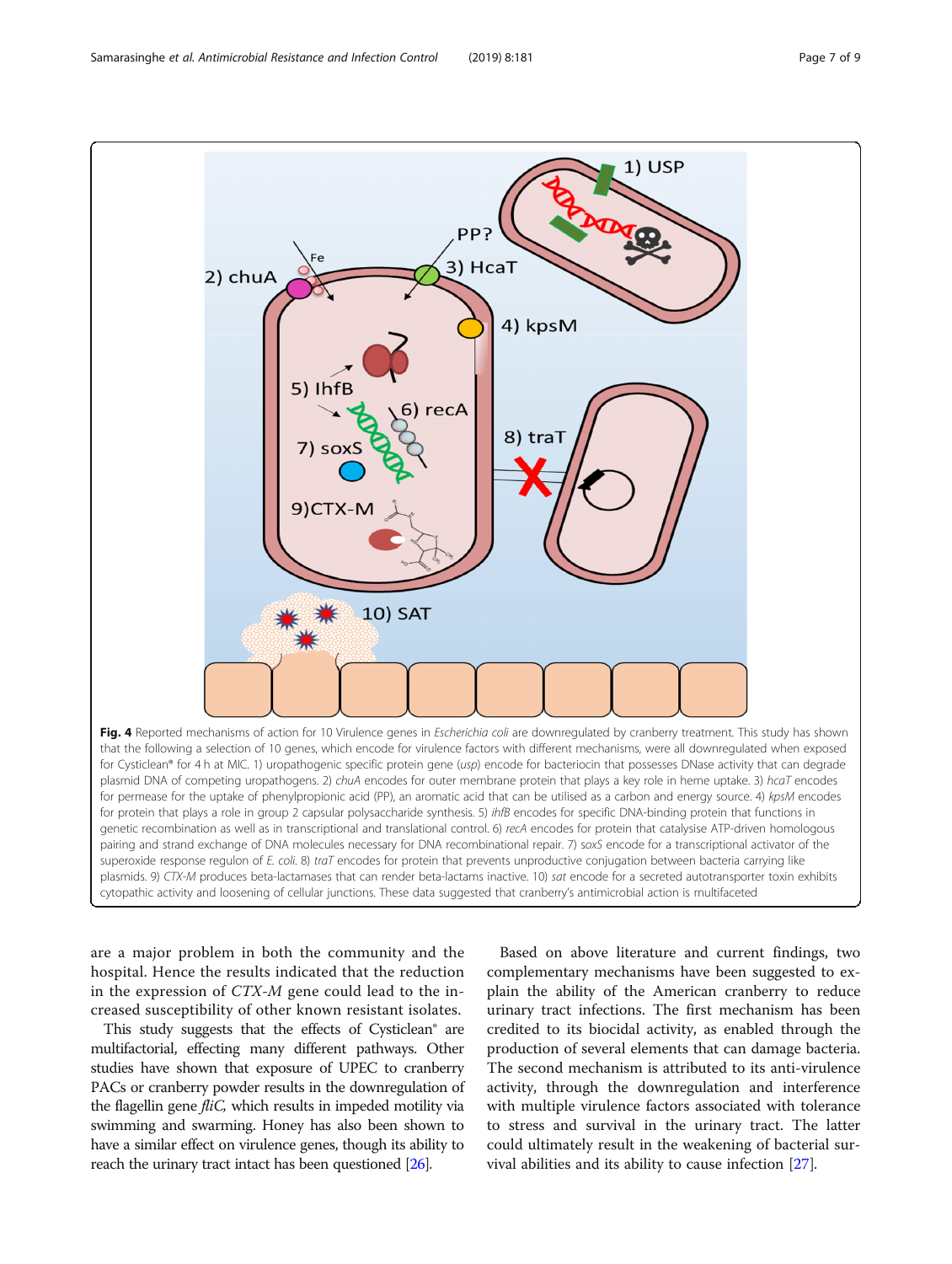**Fig. 4** Reported mechanisms of action for 10 Virulence genes in *Escherichia coli* are downregulated by cranberry treatment. This study has shown that the following a selection of 10 genes, which encode for virulence factors with different mechanisms, were all downregulated when exposed for Cysticlean® for 4 h at MIC. 1) uropathogenic specific protein gene (*usp*) encode for bacteriocin that possesses DNase activity that can degrade plasmid DNA of competing uropathogens. 2) *chuA* encodes for outer membrane protein that plays a key role in heme uptake. 3) *hcaT* encodes for permease for the uptake of phenylpropionic acid (PP), an aromatic acid that can be utilised as a carbon and energy source. 4) *kpsM* encodes for protein that plays a role in group 2 capsular polysaccharide synthesis. 5) *ihfB* encodes for specific DNA-binding protein that functions in genetic recombination as well as in transcriptional and translational control. 6) *recA* encodes for protein that catalyse ATP-driven homologous pairing and strand exchange of DNA molecules necessary for DNA recombinational repair. 7) *soxS* encode for a transcriptional activator of the superoxide response regulon of *E. coli*. 8) *traT* encodes for protein that prevents unproductive conjugation between bacteria carrying like plasmids. 9) *CTX-M* produces beta-lactamases that can render beta-lactams inactive. 10) *sat* encode for a secreted autotransporter toxin exhibits cytopathic activity and loosening of cellular junctions. These data suggested that cranberry's antimicrobial action is multifaceted

are a major problem in both the community and the hospital. Hence the results indicated that the reduction in the expression of *CTX-M* gene could lead to the increased susceptibility of other known resistant isolates.

This study suggests that the effects of Cysticlean® are multifactorial, effecting many different pathways. Other studies have shown that exposure of UPEC to cranberry PACs or cranberry powder results in the downregulation of the flagellin gene *fliC,* which results in impeded motility via swimming and swarming. Honey has also been shown to have a similar effect on virulence genes, though its ability to reach the urinary tract intact has been questioned [26].

Based on above literature and current findings, two complementary mechanisms have been suggested to explain the ability of the American cranberry to reduce urinary tract infections. The first mechanism has been credited to its biocidal activity, as enabled through the production of several elements that can damage bacteria. The second mechanism is attributed to its anti-virulence activity, through the downregulation and interference with multiple virulence factors associated with tolerance to stress and survival in the urinary tract. The latter could ultimately result in the weakening of bacterial survival abilities and its ability to cause infection [27].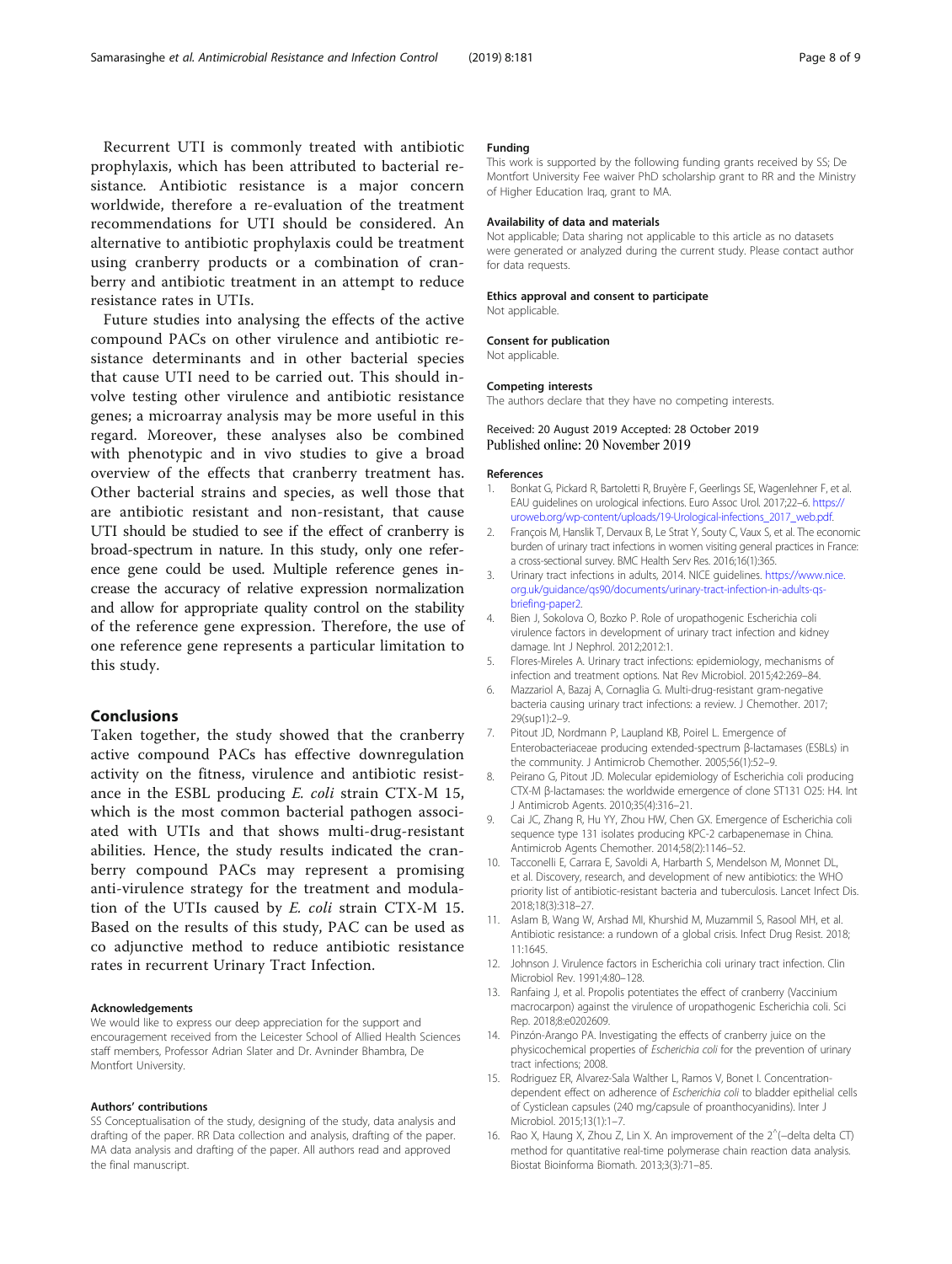Recurrent UTI is commonly treated with antibiotic prophylaxis, which has been attributed to bacterial resistance. Antibiotic resistance is a major concern worldwide, therefore a re-evaluation of the treatment recommendations for UTI should be considered. An alternative to antibiotic prophylaxis could be treatment using cranberry products or a combination of cranberry and antibiotic treatment in an attempt to reduce resistance rates in UTIs.

Future studies into analysing the effects of the active compound PACs on other virulence and antibiotic resistance determinants and in other bacterial species that cause UTI need to be carried out. This should involve testing other virulence and antibiotic resistance genes; a microarray analysis may be more useful in this regard. Moreover, these analyses also be combined with phenotypic and in vivo studies to give a broad overview of the effects that cranberry treatment has. Other bacterial strains and species, as well those that are antibiotic resistant and non-resistant, that cause UTI should be studied to see if the effect of cranberry is broad-spectrum in nature. In this study, only one reference gene could be used. Multiple reference genes increase the accuracy of relative expression normalization and allow for appropriate quality control on the stability of the reference gene expression. Therefore, the use of one reference gene represents a particular limitation to this study.

## Conclusions

Taken together, the study showed that the cranberry active compound PACs has effective downregulation activity on the fitness, virulence and antibiotic resistance in the ESBL producing *E. coli* strain CTX-M 15, which is the most common bacterial pathogen associated with UTIs and that shows multi-drug-resistant abilities. Hence, the study results indicated the cranberry compound PACs may represent a promising anti-virulence strategy for the treatment and modulation of the UTIs caused by *E. coli* strain CTX-M 15. Based on the results of this study, PAC can be used as co adjunctive method to reduce antibiotic resistance rates in recurrent Urinary Tract Infection.

#### Acknowledgements

We would like to express our deep appreciation for the support and encouragement received from the Leicester School of Allied Health Sciences staff members, Professor Adrian Slater and Dr. Avninder Bhambra, De Montfort University.

#### Authors' contributions

SS Conceptualisation of the study, designing of the study, data analysis and drafting of the paper. RR Data collection and analysis, drafting of the paper. MA data analysis and drafting of the paper. All authors read and approved the final manuscript.

#### Funding

This work is supported by the following funding grants received by SS; De Montfort University Fee waiver PhD scholarship grant to RR and the Ministry of Higher Education Iraq, grant to MA.

#### Availability of data and materials

Not applicable; Data sharing not applicable to this article as no datasets were generated or analyzed during the current study. Please contact author for data requests.

#### Ethics approval and consent to participate

Not applicable.

#### Consent for publication

Not applicable.

#### Competing interests

The authors declare that they have no competing interests.

Received: 20 August 2019 Accepted: 28 October 2019
Published online: 20 November 2019

#### References

1. Bonkat G, Pickard R, Bartoletti R, Bruyère F, Geerlings SE, Wagenlehner F, et al. EAU guidelines on urological infections. Euro Assoc Urol. 2017;22–6. https://uroweb.org/wp-content/uploads/19-Urological-infections_2017_web.pdf.
2. François M, Hanslik T, Dervaux B, Le Strat Y, Souty C, Vaux S, et al. The economic burden of urinary tract infections in women visiting general practices in France: a cross-sectional survey. BMC Health Serv Res. 2016;16(1):365.
3. Urinary tract infections in adults, 2014. NICE guidelines. https://www.nice.org.uk/guidance/qs90/documents/urinary-tract-infection-in-adults-qs-briefing-paper2.
4. Bien J, Sokolova O, Bozko P. Role of uropathogenic Escherichia coli virulence factors in development of urinary tract infection and kidney damage. Int J Nephrol. 2012;2012:1.
5. Flores-Mireles A. Urinary tract infections: epidemiology, mechanisms of infection and treatment options. Nat Rev Microbiol. 2015;42:269–84.
6. Mazzariol A, Bazaj A, Cornaglia G. Multi-drug-resistant gram-negative bacteria causing urinary tract infections: a review. J Chemother. 2017;29(sup1):2–9.
7. Pitout JD, Nordmann P, Laupland KB, Poirel L. Emergence of Enterobacteriaceae producing extended-spectrum β-lactamases (ESBLs) in the community. J Antimicrob Chemother. 2005;56(1):52–9.
8. Peirano G, Pitout JD. Molecular epidemiology of Escherichia coli producing CTX-M β-lactamases: the worldwide emergence of clone ST131 O25: H4. Int J Antimicrob Agents. 2010;35(4):316–21.
9. Cai JC, Zhang R, Hu YY, Zhou HW, Chen GX. Emergence of Escherichia coli sequence type 131 isolates producing KPC-2 carbapenemase in China. Antimicrob Agents Chemother. 2014;58(2):1146–52.
10. Tacconelli E, Carrara E, Savoldi A, Harbarth S, Mendelson M, Monnet DL, et al. Discovery, research, and development of new antibiotics: the WHO priority list of antibiotic-resistant bacteria and tuberculosis. Lancet Infect Dis. 2018;18(3):318–27.
11. Aslam B, Wang W, Arshad MI, Khurshid M, Muzammil S, Rasool MH, et al. Antibiotic resistance: a rundown of a global crisis. Infect Drug Resist. 2018;11:1645.
12. Johnson J. Virulence factors in Escherichia coli urinary tract infection. Clin Microbiol Rev. 1991;4:80–128.
13. Ranfaing J, et al. Propolis potentiates the effect of cranberry (Vaccinium macrocarpon) against the virulence of uropathogenic Escherichia coli. Sci Rep. 2018;8:e0202609.
14. Pinzón-Arango PA. Investigating the effects of cranberry juice on the physicochemical properties of *Escherichia coli* for the prevention of urinary tract infections; 2008.
15. Rodriguez ER, Alvarez-Sala Walther L, Ramos V, Bonet I. Concentration-dependent effect on adherence of *Escherichia coli* to bladder epithelial cells of Cysticlean capsules (240 mg/capsule of proanthocyanidins). Inter J Microbiol. 2015;13(1):1–7.
16. Rao X, Haung X, Zhou Z, Lin X. An improvement of the 2^(–delta delta CT) method for quantitative real-time polymerase chain reaction data analysis. Biostat Bioinforma Biomath. 2013;3(3):71–85.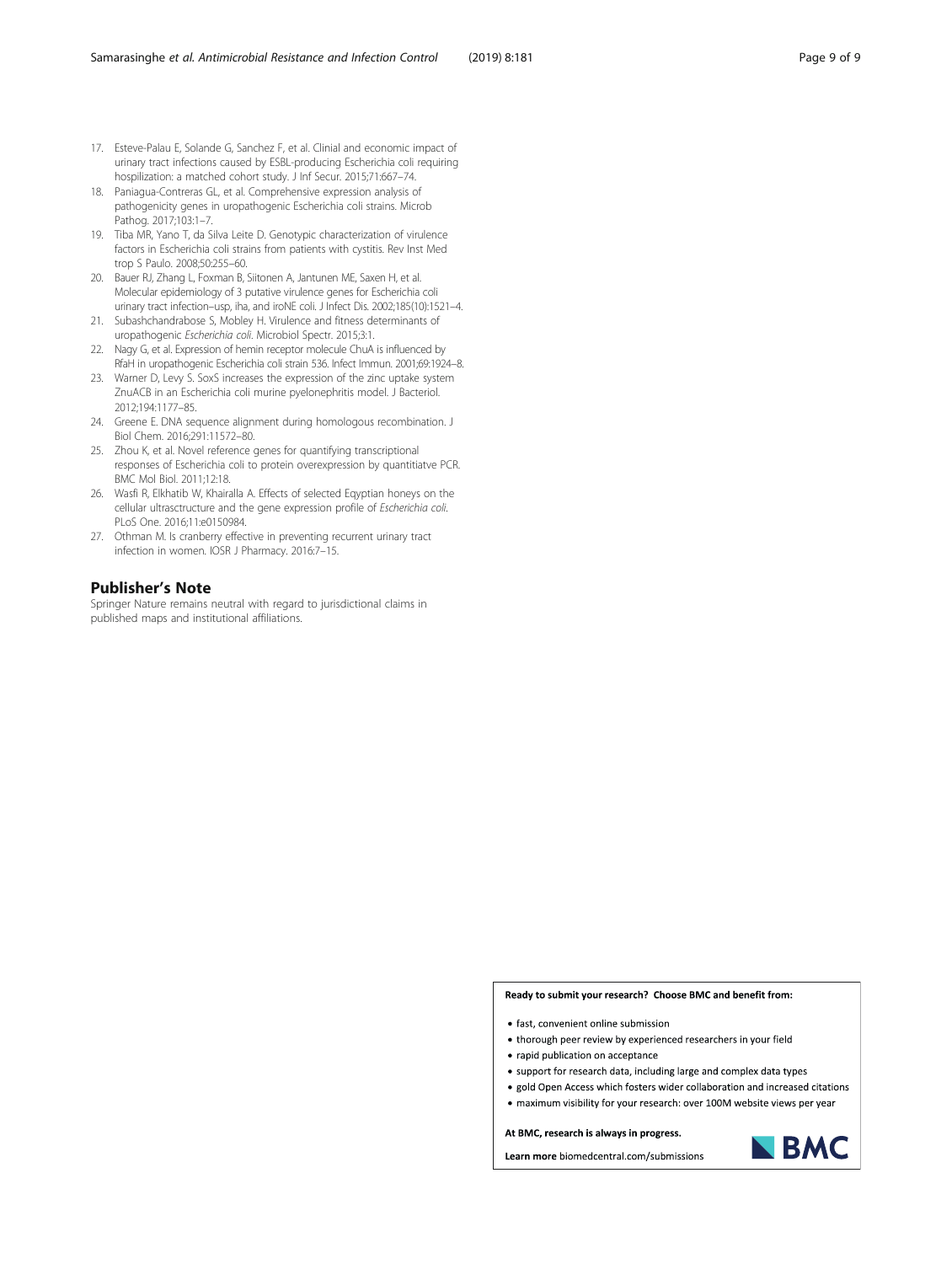17. Esteve-Palau E, Solande G, Sanchez F, et al. Clinial and economic impact of urinary tract infections caused by ESBL-producing Escherichia coli requiring hospilization: a matched cohort study. J Inf Secur. 2015;71:667–74.
18. Paniagua-Contreras GL, et al. Comprehensive expression analysis of pathogenicity genes in uropathogenic Escherichia coli strains. Microb Pathog. 2017;103:1–7.
19. Tiba MR, Yano T, da Silva Leite D. Genotypic characterization of virulence factors in Escherichia coli strains from patients with cystitis. Rev Inst Med trop S Paulo. 2008;50:255–60.
20. Bauer RJ, Zhang L, Foxman B, Siitonen A, Jantunen ME, Saxen H, et al. Molecular epidemiology of 3 putative virulence genes for Escherichia coli urinary tract infection–usp, iha, and iroNE coli. J Infect Dis. 2002;185(10):1521–4.
21. Subashchandrabose S, Mobley H. Virulence and fitness determinants of uropathogenic *Escherichia coli*. Microbiol Spectr. 2015;3:1.
22. Nagy G, et al. Expression of hemin receptor molecule ChuA is influenced by RfaH in uropathogenic Escherichia coli strain 536. Infect Immun. 2001;69:1924–8.
23. Warner D, Levy S. SoxS increases the expression of the zinc uptake system ZnuACB in an Escherichia coli murine pyelonephritis model. J Bacteriol. 2012;194:1177–85.
24. Greene E. DNA sequence alignment during homologous recombination. J Biol Chem. 2016;291:11572–80.
25. Zhou K, et al. Novel reference genes for quantifying transcriptional responses of Escherichia coli to protein overexpression by quantitiatve PCR. BMC Mol Biol. 2011;12:18.
26. Wasfi R, Elkhatib W, Khairalla A. Effects of selected Eqyptian honeys on the cellular ultrastracture and the gene expression profile of *Escherichia coli*. PLoS One. 2016;11:e0150984.
27. Othman M. Is cranberry effective in preventing recurrent urinary tract infection in women. IOSR J Pharmacy. 2016:7–15.

## Publisher's Note

Springer Nature remains neutral with regard to jurisdictional claims in published maps and institutional affiliations.

**Ready to submit your research? Choose BMC and benefit from:**

- fast, convenient online submission
- thorough peer review by experienced researchers in your field
- rapid publication on acceptance
- support for research data, including large and complex data types
- gold Open Access which fosters wider collaboration and increased citations
- maximum visibility for your research: over 100M website views per year

**At BMC, research is always in progress.**

**Learn more** biomedcentral.com/submissions

BMC